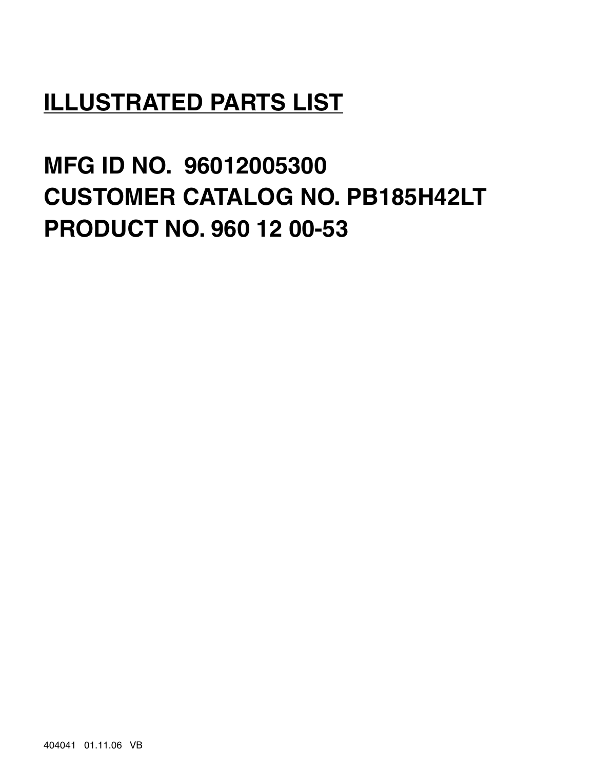# ILLUSTRATED PARTS LIST

## MFG ID NO. 96012005300
## CUSTOMER CATALOG NO. PB185H42LT
## PRODUCT NO. 960 12 00-53

404041 01.11.06 VB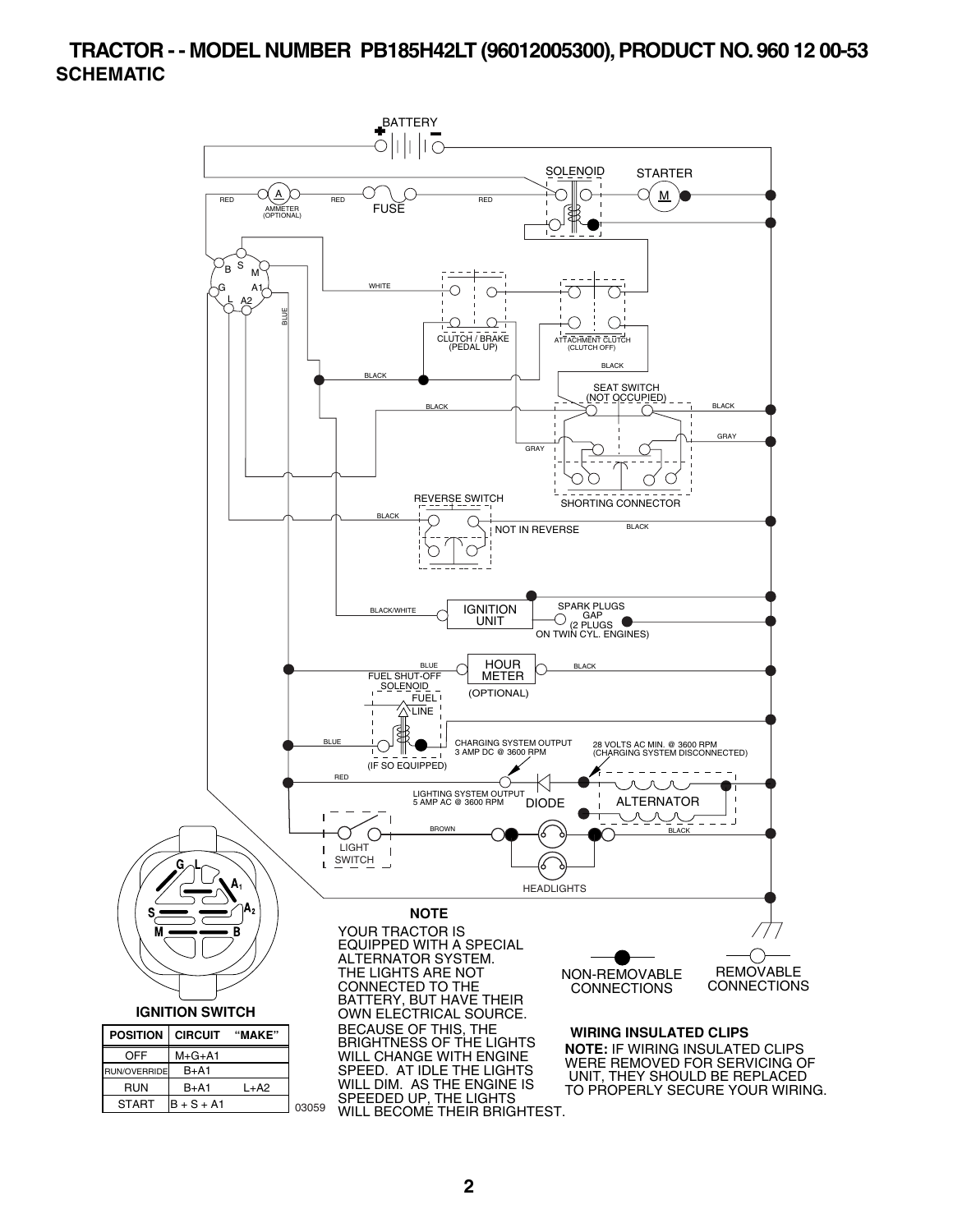# TRACTOR - - MODEL NUMBER PB185H42LT (96012005300), PRODUCT NO. 960 12 00-53

## SCHEMATIC

BATTERY

SOLENOID

STARTER

RED

AMMETER (OPTIONAL)

RED

FUSE

RED

WHITE

BLUE

CLUTCH / BRAKE (PEDAL UP)

ATTACHMENT CLUTCH (CLUTCH OFF)

BLACK

BLACK

SEAT SWITCH (NOT OCCUPIED)

BLACK

BLACK

GRAY

GRAY

SHORTING CONNECTOR

REVERSE SWITCH

BLACK

NOT IN REVERSE

BLACK

BLACK/WHITE

IGNITION UNIT

SPARK PLUGS GAP (2 PLUGS ON TWIN CYL. ENGINES)

BLUE

HOUR METER

BLACK

FUEL SHUT-OFF SOLENOID

FUEL LINE

(OPTIONAL)

BLUE

CHARGING SYSTEM OUTPUT 3 AMP DC @ 3600 RPM

28 VOLTS AC MIN. @ 3600 RPM (CHARGING SYSTEM DISCONNECTED)

(IF SO EQUIPPED)

RED

LIGHTING SYSTEM OUTPUT 5 AMP AC @ 3600 RPM

DIODE

ALTERNATOR

BROWN

BLACK

LIGHT SWITCH

HEADLIGHTS

IGNITION SWITCH

| POSITION | CIRCUIT | "MAKE" |
|---|---|---|
| OFF | M+G+A1 | |
| RUN/OVERRIDE | B+A1 | |
| RUN | B+A1 | L+A2 |
| START | B + S + A1 | |

03059

**NOTE**

YOUR TRACTOR IS EQUIPPED WITH A SPECIAL ALTERNATOR SYSTEM. THE LIGHTS ARE NOT CONNECTED TO THE BATTERY, BUT HAVE THEIR OWN ELECTRICAL SOURCE. BECAUSE OF THIS, THE BRIGHTNESS OF THE LIGHTS WILL CHANGE WITH ENGINE SPEED. AT IDLE THE LIGHTS WILL DIM. AS THE ENGINE IS SPEEDED UP, THE LIGHTS WILL BECOME THEIR BRIGHTEST.

NON-REMOVABLE CONNECTIONS

REMOVABLE CONNECTIONS

**WIRING INSULATED CLIPS**

**NOTE:** IF WIRING INSULATED CLIPS WERE REMOVED FOR SERVICING OF UNIT, THEY SHOULD BE REPLACED TO PROPERLY SECURE YOUR WIRING.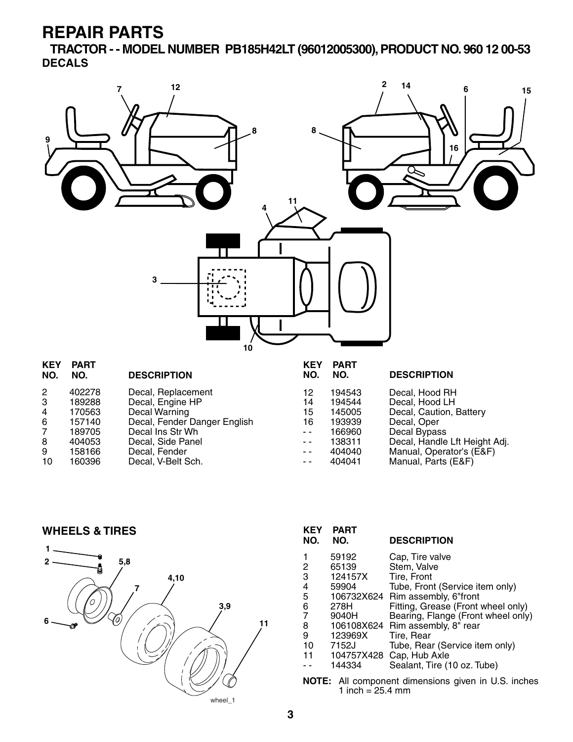# REPAIR PARTS

## TRACTOR - - MODEL NUMBER PB185H42LT (96012005300), PRODUCT NO. 960 12 00-53

### DECALS

| KEY NO. | PART NO. | DESCRIPTION |
|---|---|---|
| 2 | 402278 | Decal, Replacement |
| 3 | 189288 | Decal, Engine HP |
| 4 | 170563 | Decal Warning |
| 6 | 157140 | Decal, Fender Danger English |
| 7 | 189705 | Decal Ins Str Wh |
| 8 | 404053 | Decal, Side Panel |
| 9 | 158166 | Decal, Fender |
| 10 | 160396 | Decal, V-Belt Sch. |
| 12 | 194543 | Decal, Hood RH |
| 14 | 194544 | Decal, Hood LH |
| 15 | 145005 | Decal, Caution, Battery |
| 16 | 193939 | Decal, Oper |
| - - | 166960 | Decal Bypass |
| - - | 138311 | Decal, Handle Lft Height Adj. |
| - - | 404040 | Manual, Operator's (E&F) |
| - - | 404041 | Manual, Parts (E&F) |

### WHEELS & TIRES

| KEY NO. | PART NO. | DESCRIPTION |
|---|---|---|
| 1 | 59192 | Cap, Tire valve |
| 2 | 65139 | Stem, Valve |
| 3 | 124157X | Tire, Front |
| 4 | 59904 | Tube, Front (Service item only) |
| 5 | 106732X624 | Rim assembly, 6"front |
| 6 | 278H | Fitting, Grease (Front wheel only) |
| 7 | 9040H | Bearing, Flange (Front wheel only) |
| 8 | 106108X624 | Rim assembly, 8" rear |
| 9 | 123969X | Tire, Rear |
| 10 | 7152J | Tube, Rear (Service item only) |
| 11 | 104757X428 | Cap, Hub Axle |
| - - | 144334 | Sealant, Tire (10 oz. Tube) |

**NOTE:** All component dimensions given in U.S. inches
1 inch = 25.4 mm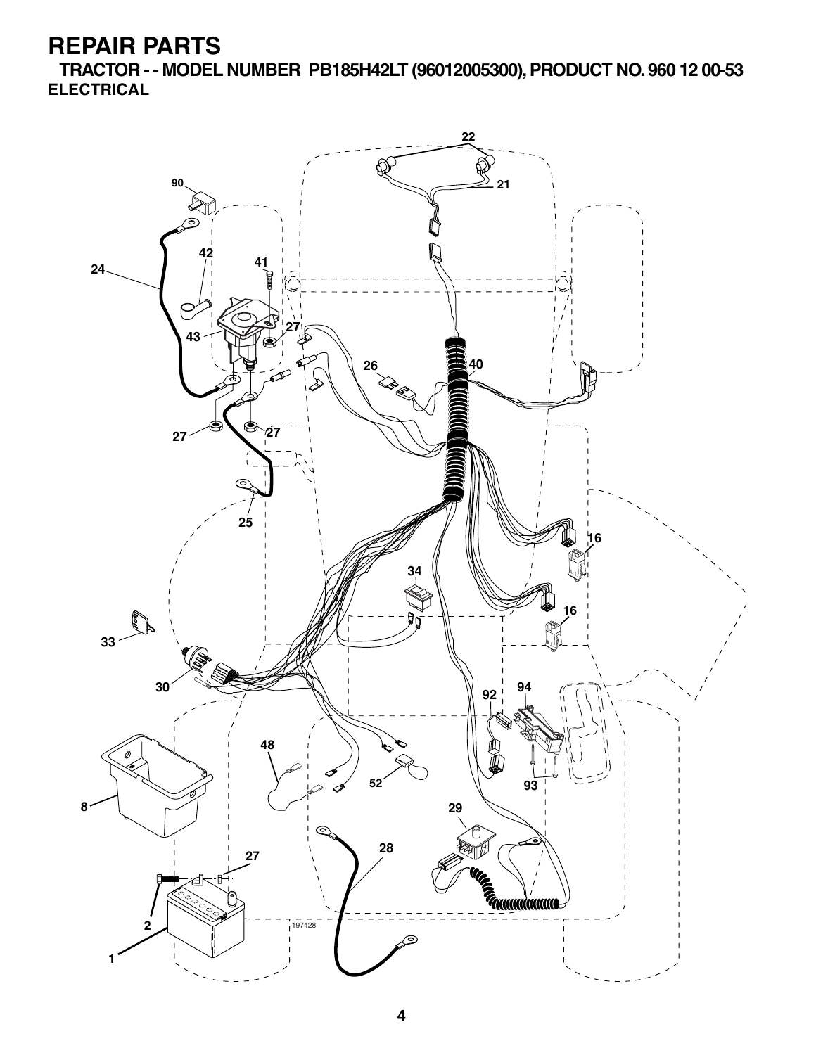# REPAIR PARTS

## TRACTOR - - MODEL NUMBER PB185H42LT (96012005300), PRODUCT NO. 960 12 00-53

### ELECTRICAL

22
90
21
42
41
24
27
43
26
40
27
27
25
16
34
16
33
30
92
94
48
52
93
8
29
27
28
2
197428
1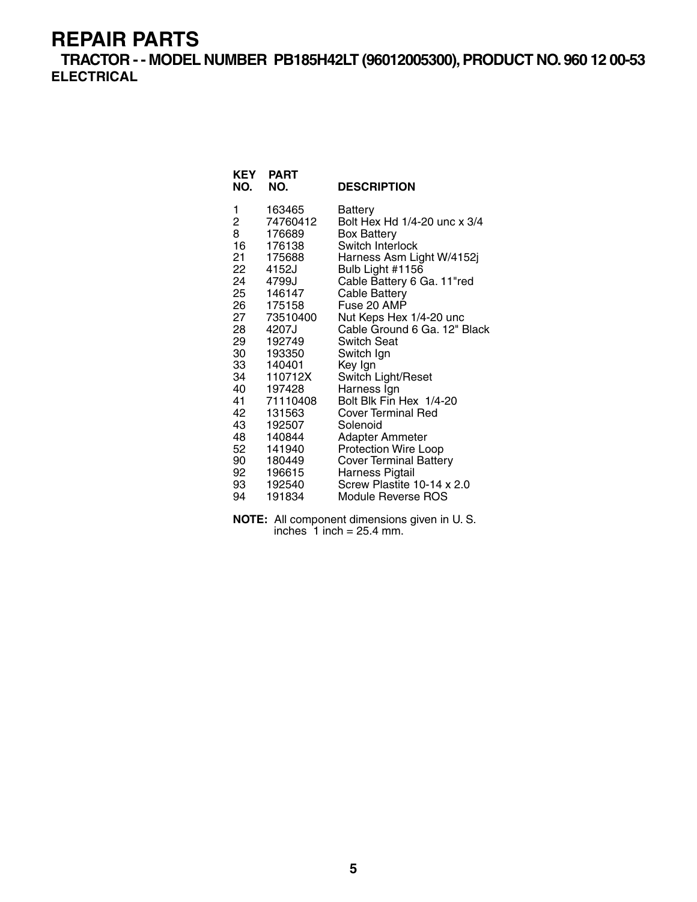# REPAIR PARTS

## TRACTOR - - MODEL NUMBER PB185H42LT (96012005300), PRODUCT NO. 960 12 00-53

### ELECTRICAL

| KEY NO. | PART NO. | DESCRIPTION |
|---|---|---|
| 1 | 163465 | Battery |
| 2 | 74760412 | Bolt Hex Hd 1/4-20 unc x 3/4 |
| 8 | 176689 | Box Battery |
| 16 | 176138 | Switch Interlock |
| 21 | 175688 | Harness Asm Light W/4152j |
| 22 | 4152J | Bulb Light #1156 |
| 24 | 4799J | Cable Battery 6 Ga. 11"red |
| 25 | 146147 | Cable Battery |
| 26 | 175158 | Fuse 20 AMP |
| 27 | 73510400 | Nut Keps Hex 1/4-20 unc |
| 28 | 4207J | Cable Ground 6 Ga. 12" Black |
| 29 | 192749 | Switch Seat |
| 30 | 193350 | Switch Ign |
| 33 | 140401 | Key Ign |
| 34 | 110712X | Switch Light/Reset |
| 40 | 197428 | Harness Ign |
| 41 | 71110408 | Bolt Blk Fin Hex 1/4-20 |
| 42 | 131563 | Cover Terminal Red |
| 43 | 192507 | Solenoid |
| 48 | 140844 | Adapter Ammeter |
| 52 | 141940 | Protection Wire Loop |
| 90 | 180449 | Cover Terminal Battery |
| 92 | 196615 | Harness Pigtail |
| 93 | 192540 | Screw Plastite 10-14 x 2.0 |
| 94 | 191834 | Module Reverse ROS |

**NOTE:** All component dimensions given in U. S. inches 1 inch = 25.4 mm.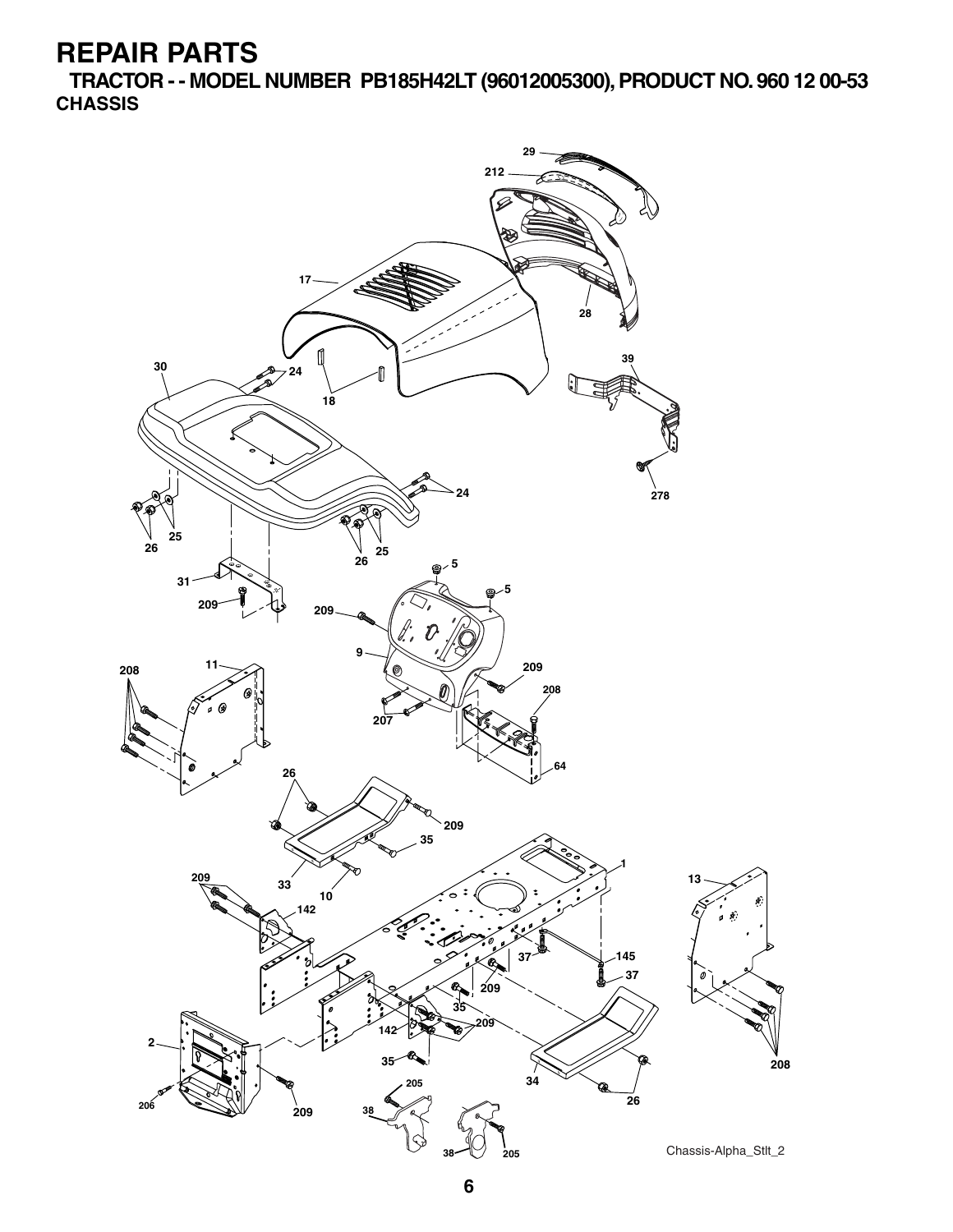# REPAIR PARTS

## TRACTOR - - MODEL NUMBER PB185H42LT (96012005300), PRODUCT NO. 960 12 00-53

### CHASSIS

Chassis-Alpha_Stlt_2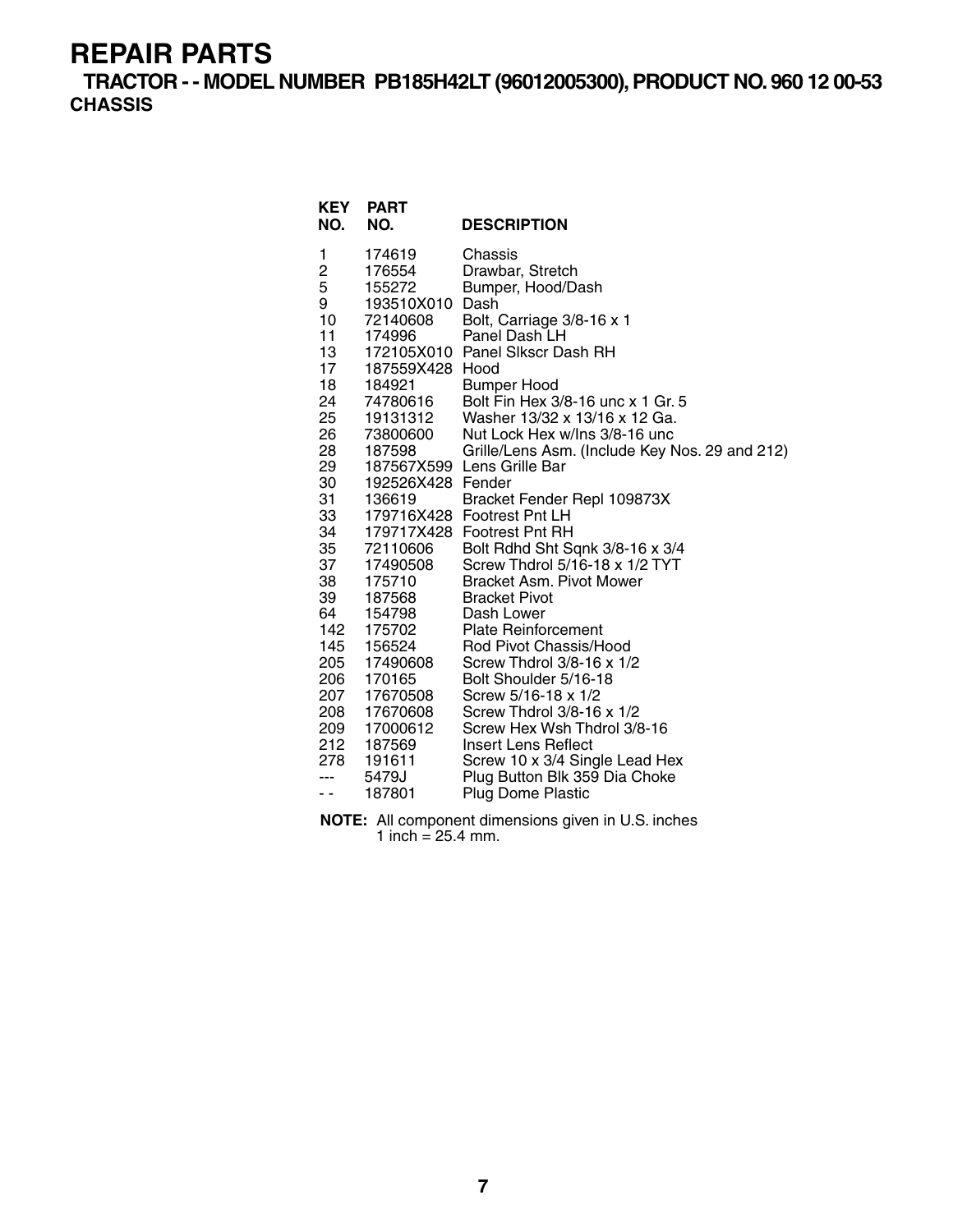# REPAIR PARTS

## TRACTOR - - MODEL NUMBER PB185H42LT (96012005300), PRODUCT NO. 960 12 00-53

### CHASSIS

| KEY NO. | PART NO. | DESCRIPTION |
|---|---|---|
| 1 | 174619 | Chassis |
| 2 | 176554 | Drawbar, Stretch |
| 5 | 155272 | Bumper, Hood/Dash |
| 9 | 193510X010 | Dash |
| 10 | 72140608 | Bolt, Carriage 3/8-16 x 1 |
| 11 | 174996 | Panel Dash LH |
| 13 | 172105X010 | Panel Slkscr Dash RH |
| 17 | 187559X428 | Hood |
| 18 | 184921 | Bumper Hood |
| 24 | 74780616 | Bolt Fin Hex 3/8-16 unc x 1 Gr. 5 |
| 25 | 19131312 | Washer 13/32 x 13/16 x 12 Ga. |
| 26 | 73800600 | Nut Lock Hex w/Ins 3/8-16 unc |
| 28 | 187598 | Grille/Lens Asm. (Include Key Nos. 29 and 212) |
| 29 | 187567X599 | Lens Grille Bar |
| 30 | 192526X428 | Fender |
| 31 | 136619 | Bracket Fender Repl 109873X |
| 33 | 179716X428 | Footrest Pnt LH |
| 34 | 179717X428 | Footrest Pnt RH |
| 35 | 72110606 | Bolt Rdhd Sht Sqnk 3/8-16 x 3/4 |
| 37 | 17490508 | Screw Thdrol 5/16-18 x 1/2 TYT |
| 38 | 175710 | Bracket Asm. Pivot Mower |
| 39 | 187568 | Bracket Pivot |
| 64 | 154798 | Dash Lower |
| 142 | 175702 | Plate Reinforcement |
| 145 | 156524 | Rod Pivot Chassis/Hood |
| 205 | 17490608 | Screw Thdrol 3/8-16 x 1/2 |
| 206 | 170165 | Bolt Shoulder 5/16-18 |
| 207 | 17670508 | Screw 5/16-18 x 1/2 |
| 208 | 17670608 | Screw Thdrol 3/8-16 x 1/2 |
| 209 | 17000612 | Screw Hex Wsh Thdrol 3/8-16 |
| 212 | 187569 | Insert Lens Reflect |
| 278 | 191611 | Screw 10 x 3/4 Single Lead Hex |
| --- | 5479J | Plug Button Blk 359 Dia Choke |
| - - | 187801 | Plug Dome Plastic |

**NOTE:** All component dimensions given in U.S. inches
1 inch = 25.4 mm.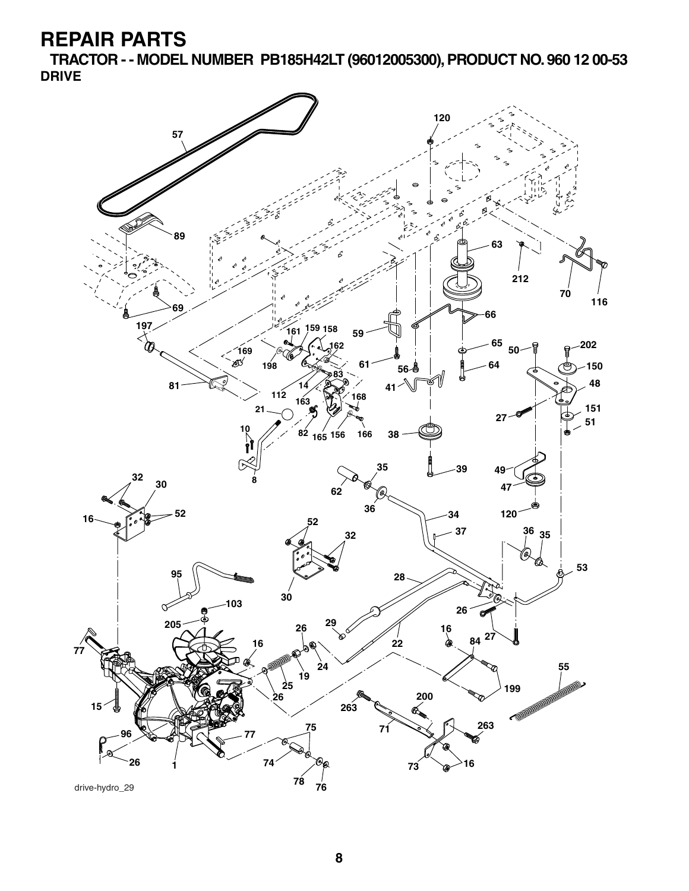# REPAIR PARTS

## TRACTOR - - MODEL NUMBER PB185H42LT (96012005300), PRODUCT NO. 960 12 00-53

### DRIVE

drive-hydro_29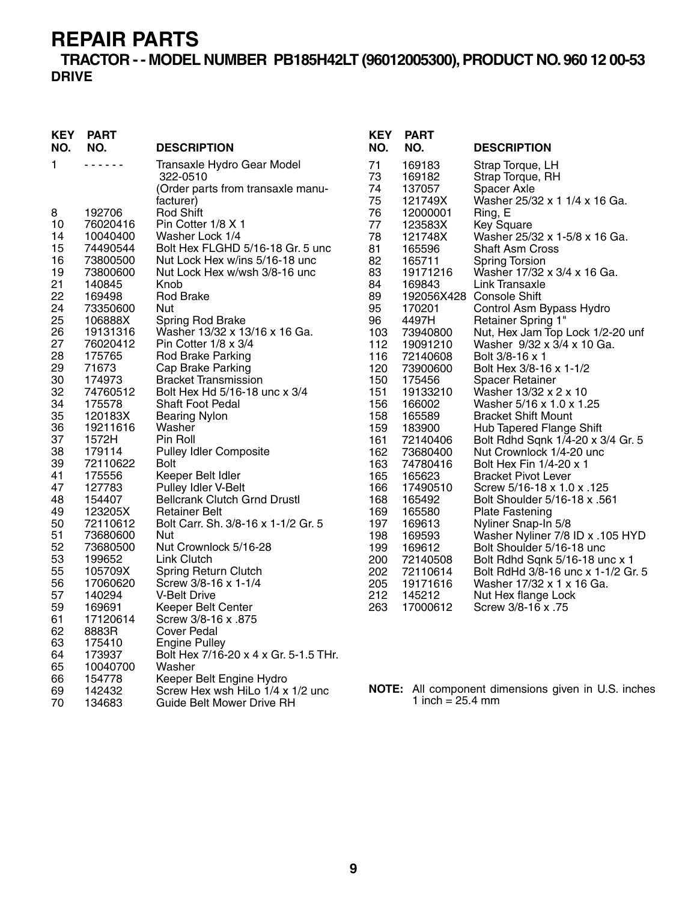# REPAIR PARTS

## TRACTOR - - MODEL NUMBER PB185H42LT (96012005300), PRODUCT NO. 960 12 00-53

### DRIVE

| KEY NO. | PART NO. | DESCRIPTION |
|---|---|---|
| 1 | - - - - - - | Transaxle Hydro Gear Model 322-0510 (Order parts from transaxle manufacturer) |
| 8 | 192706 | Rod Shift |
| 10 | 76020416 | Pin Cotter 1/8 X 1 |
| 14 | 10040400 | Washer Lock 1/4 |
| 15 | 74490544 | Bolt Hex FLGHD 5/16-18 Gr. 5 unc |
| 16 | 73800500 | Nut Lock Hex w/ins 5/16-18 unc |
| 19 | 73800600 | Nut Lock Hex w/wsh 3/8-16 unc |
| 21 | 140845 | Knob |
| 22 | 169498 | Rod Brake |
| 24 | 73350600 | Nut |
| 25 | 106888X | Spring Rod Brake |
| 26 | 19131316 | Washer 13/32 x 13/16 x 16 Ga. |
| 27 | 76020412 | Pin Cotter 1/8 x 3/4 |
| 28 | 175765 | Rod Brake Parking |
| 29 | 71673 | Cap Brake Parking |
| 30 | 174973 | Bracket Transmission |
| 32 | 74760512 | Bolt Hex Hd 5/16-18 unc x 3/4 |
| 34 | 175578 | Shaft Foot Pedal |
| 35 | 120183X | Bearing Nylon |
| 36 | 19211616 | Washer |
| 37 | 1572H | Pin Roll |
| 38 | 179114 | Pulley Idler Composite |
| 39 | 72110622 | Bolt |
| 41 | 175556 | Keeper Belt Idler |
| 47 | 127783 | Pulley Idler V-Belt |
| 48 | 154407 | Bellcrank Clutch Grnd Drustl |
| 49 | 123205X | Retainer Belt |
| 50 | 72110612 | Bolt Carr. Sh. 3/8-16 x 1-1/2 Gr. 5 |
| 51 | 73680600 | Nut |
| 52 | 73680500 | Nut Crownlock 5/16-28 |
| 53 | 199652 | Link Clutch |
| 55 | 105709X | Spring Return Clutch |
| 56 | 17060620 | Screw 3/8-16 x 1-1/4 |
| 57 | 140294 | V-Belt Drive |
| 59 | 169691 | Keeper Belt Center |
| 61 | 17120614 | Screw 3/8-16 x .875 |
| 62 | 8883R | Cover Pedal |
| 63 | 175410 | Engine Pulley |
| 64 | 173937 | Bolt Hex 7/16-20 x 4 x Gr. 5-1.5 THr. |
| 65 | 10040700 | Washer |
| 66 | 154778 | Keeper Belt Engine Hydro |
| 69 | 142432 | Screw Hex wsh HiLo 1/4 x 1/2 unc |
| 70 | 134683 | Guide Belt Mower Drive RH |
| 71 | 169183 | Strap Torque, LH |
| 73 | 169182 | Strap Torque, RH |
| 74 | 137057 | Spacer Axle |
| 75 | 121749X | Washer 25/32 x 1 1/4 x 16 Ga. |
| 76 | 12000001 | Ring, E |
| 77 | 123583X | Key Square |
| 78 | 121748X | Washer 25/32 x 1-5/8 x 16 Ga. |
| 81 | 165596 | Shaft Asm Cross |
| 82 | 165711 | Spring Torsion |
| 83 | 19171216 | Washer 17/32 x 3/4 x 16 Ga. |
| 84 | 169843 | Link Transaxle |
| 89 | 192056X428 | Console Shift |
| 95 | 170201 | Control Asm Bypass Hydro |
| 96 | 4497H | Retainer Spring 1" |
| 103 | 73940800 | Nut, Hex Jam Top Lock 1/2-20 unf |
| 112 | 19091210 | Washer 9/32 x 3/4 x 10 Ga. |
| 116 | 72140608 | Bolt 3/8-16 x 1 |
| 120 | 73900600 | Bolt Hex 3/8-16 x 1-1/2 |
| 150 | 175456 | Spacer Retainer |
| 151 | 19133210 | Washer 13/32 x 2 x 10 |
| 156 | 166002 | Washer 5/16 x 1.0 x 1.25 |
| 158 | 165589 | Bracket Shift Mount |
| 159 | 183900 | Hub Tapered Flange Shift |
| 161 | 72140406 | Bolt Rdhd Sqnk 1/4-20 x 3/4 Gr. 5 |
| 162 | 73680400 | Nut Crownlock 1/4-20 unc |
| 163 | 74780416 | Bolt Hex Fin 1/4-20 x 1 |
| 165 | 165623 | Bracket Pivot Lever |
| 166 | 17490510 | Screw 5/16-18 x 1.0 x .125 |
| 168 | 165492 | Bolt Shoulder 5/16-18 x .561 |
| 169 | 165580 | Plate Fastening |
| 197 | 169613 | Nyliner Snap-In 5/8 |
| 198 | 169593 | Washer Nyliner 7/8 ID x .105 HYD |
| 199 | 169612 | Bolt Shoulder 5/16-18 unc |
| 200 | 72140508 | Bolt Rdhd Sqnk 5/16-18 unc x 1 |
| 202 | 72110614 | Bolt RdHd 3/8-16 unc x 1-1/2 Gr. 5 |
| 205 | 19171616 | Washer 17/32 x 1 x 16 Ga. |
| 212 | 145212 | Nut Hex flange Lock |
| 263 | 17000612 | Screw 3/8-16 x .75 |

**NOTE:** All component dimensions given in U.S. inches
1 inch = 25.4 mm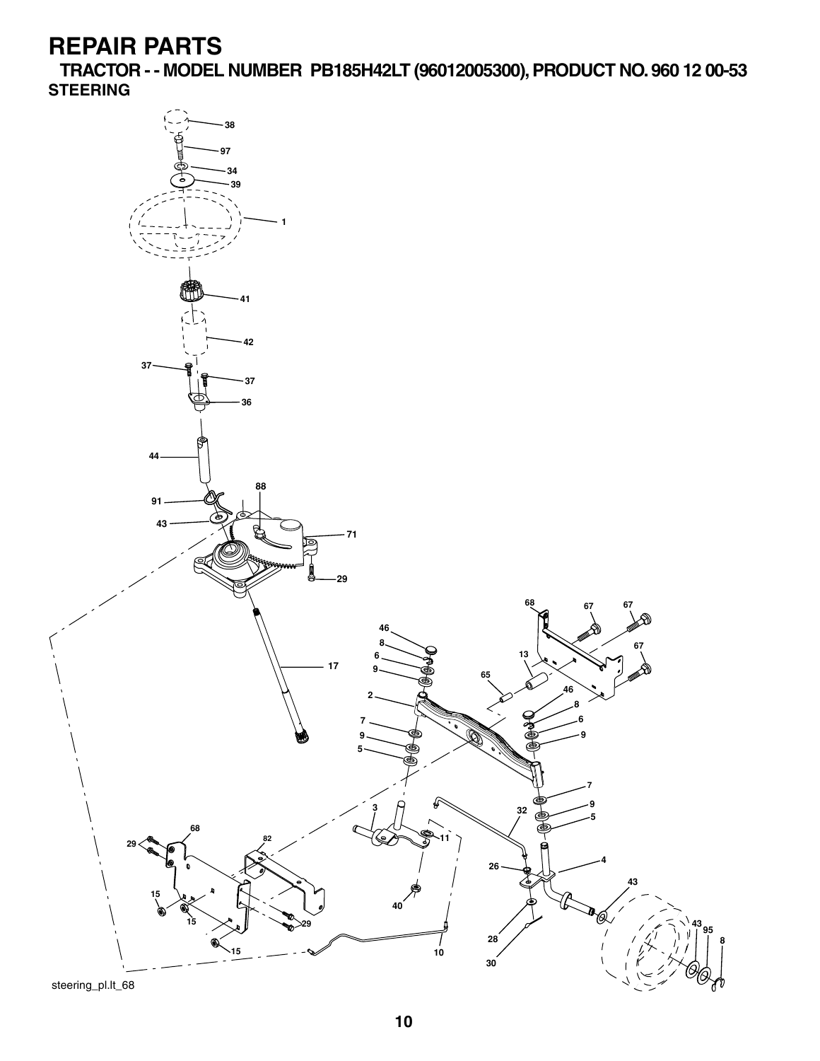# REPAIR PARTS

## TRACTOR - - MODEL NUMBER PB185H42LT (96012005300), PRODUCT NO. 960 12 00-53

### STEERING

38
97
34
39
1
41
42
37
37
36
44
88
91
43
71
29
17
68
67
67
46
8
6
9
13
67
65
2
46
8
6
7
9
9
5
7
9
3
32
5
68
82
11
29
4
26
43
15
40
15
29
43
95
28
8
15
10
30

steering_pl.lt_68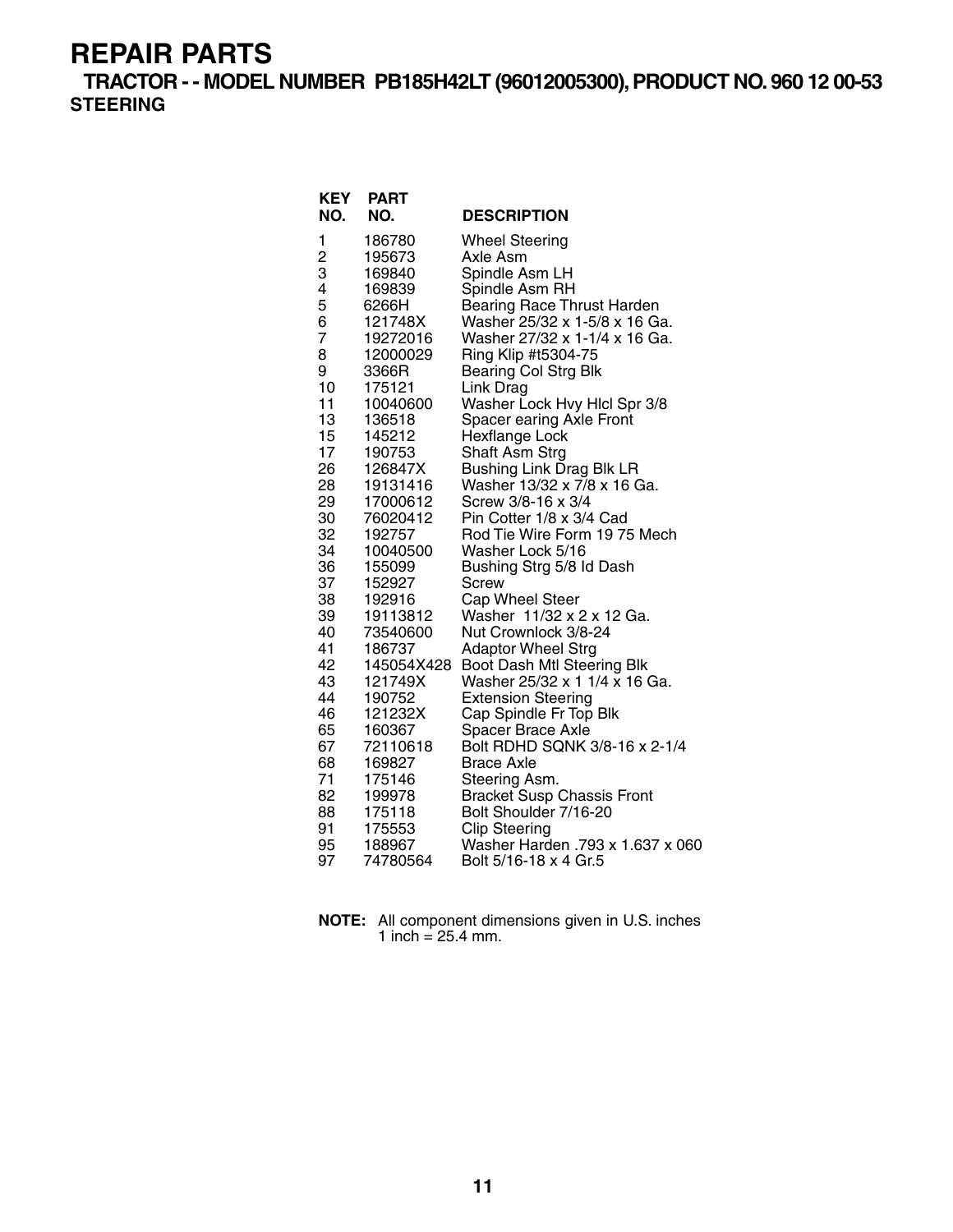# REPAIR PARTS

## TRACTOR - - MODEL NUMBER PB185H42LT (96012005300), PRODUCT NO. 960 12 00-53

### STEERING

| KEY NO. | PART NO. | DESCRIPTION |
|---|---|---|
| 1 | 186780 | Wheel Steering |
| 2 | 195673 | Axle Asm |
| 3 | 169840 | Spindle Asm LH |
| 4 | 169839 | Spindle Asm RH |
| 5 | 6266H | Bearing Race Thrust Harden |
| 6 | 121748X | Washer 25/32 x 1-5/8 x 16 Ga. |
| 7 | 19272016 | Washer 27/32 x 1-1/4 x 16 Ga. |
| 8 | 12000029 | Ring Klip #t5304-75 |
| 9 | 3366R | Bearing Col Strg Blk |
| 10 | 175121 | Link Drag |
| 11 | 10040600 | Washer Lock Hvy Hlcl Spr 3/8 |
| 13 | 136518 | Spacer earing Axle Front |
| 15 | 145212 | Hexflange Lock |
| 17 | 190753 | Shaft Asm Strg |
| 26 | 126847X | Bushing Link Drag Blk LR |
| 28 | 19131416 | Washer 13/32 x 7/8 x 16 Ga. |
| 29 | 17000612 | Screw 3/8-16 x 3/4 |
| 30 | 76020412 | Pin Cotter 1/8 x 3/4 Cad |
| 32 | 192757 | Rod Tie Wire Form 19 75 Mech |
| 34 | 10040500 | Washer Lock 5/16 |
| 36 | 155099 | Bushing Strg 5/8 Id Dash |
| 37 | 152927 | Screw |
| 38 | 192916 | Cap Wheel Steer |
| 39 | 19113812 | Washer 11/32 x 2 x 12 Ga. |
| 40 | 73540600 | Nut Crownlock 3/8-24 |
| 41 | 186737 | Adaptor Wheel Strg |
| 42 | 145054X428 | Boot Dash Mtl Steering Blk |
| 43 | 121749X | Washer 25/32 x 1 1/4 x 16 Ga. |
| 44 | 190752 | Extension Steering |
| 46 | 121232X | Cap Spindle Fr Top Blk |
| 65 | 160367 | Spacer Brace Axle |
| 67 | 72110618 | Bolt RDHD SQNK 3/8-16 x 2-1/4 |
| 68 | 169827 | Brace Axle |
| 71 | 175146 | Steering Asm. |
| 82 | 199978 | Bracket Susp Chassis Front |
| 88 | 175118 | Bolt Shoulder 7/16-20 |
| 91 | 175553 | Clip Steering |
| 95 | 188967 | Washer Harden .793 x 1.637 x 060 |
| 97 | 74780564 | Bolt 5/16-18 x 4 Gr.5 |

**NOTE:** All component dimensions given in U.S. inches
1 inch = 25.4 mm.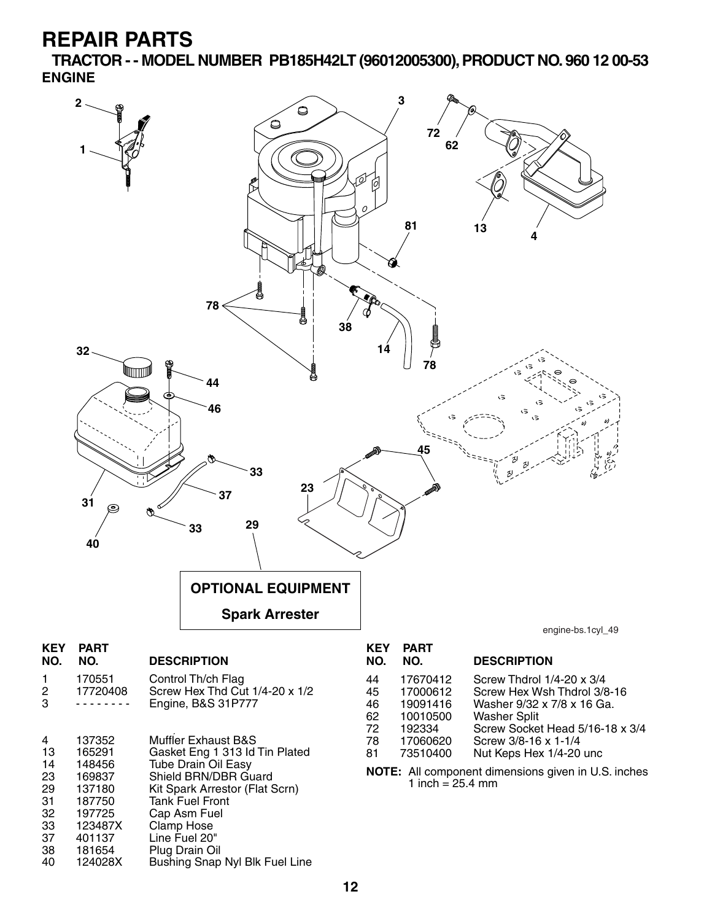# REPAIR PARTS

## TRACTOR - - MODEL NUMBER PB185H42LT (96012005300), PRODUCT NO. 960 12 00-53

### ENGINE

**OPTIONAL EQUIPMENT**

**Spark Arrester**

engine-bs.1cyl_49

| KEY NO. | PART NO. | DESCRIPTION |
|---|---|---|
| 1 | 170551 | Control Th/ch Flag |
| 2 | 17720408 | Screw Hex Thd Cut 1/4-20 x 1/2 |
| 3 | - - - - - - - - | Engine, B&S 31P777 |
| 4 | 137352 | Muffler Exhaust B&S |
| 13 | 165291 | Gasket Eng 1 313 Id Tin Plated |
| 14 | 148456 | Tube Drain Oil Easy |
| 23 | 169837 | Shield BRN/DBR Guard |
| 29 | 137180 | Kit Spark Arrestor (Flat Scrn) |
| 31 | 187750 | Tank Fuel Front |
| 32 | 197725 | Cap Asm Fuel |
| 33 | 123487X | Clamp Hose |
| 37 | 401137 | Line Fuel 20" |
| 38 | 181654 | Plug Drain Oil |
| 40 | 124028X | Bushing Snap Nyl Blk Fuel Line |
| 44 | 17670412 | Screw Thdrol 1/4-20 x 3/4 |
| 45 | 17000612 | Screw Hex Wsh Thdrol 3/8-16 |
| 46 | 19091416 | Washer 9/32 x 7/8 x 16 Ga. |
| 62 | 10010500 | Washer Split |
| 72 | 192334 | Screw Socket Head 5/16-18 x 3/4 |
| 78 | 17060620 | Screw 3/8-16 x 1-1/4 |
| 81 | 73510400 | Nut Keps Hex 1/4-20 unc |

**NOTE:** All component dimensions given in U.S. inches
1 inch = 25.4 mm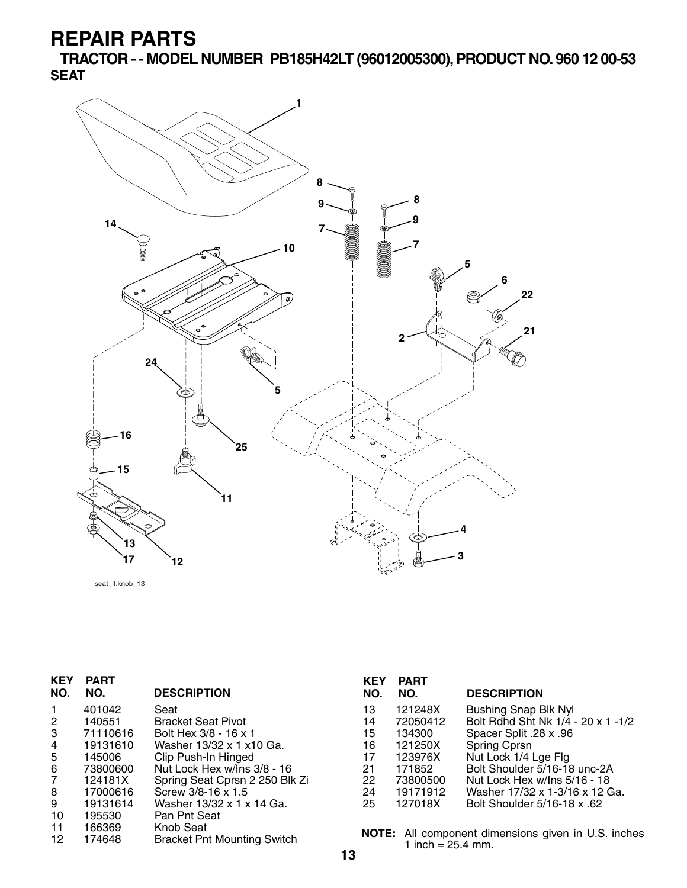# REPAIR PARTS

## TRACTOR - - MODEL NUMBER PB185H42LT (96012005300), PRODUCT NO. 960 12 00-53

### SEAT

seat_lt.knob_13

| KEY NO. | PART NO. | DESCRIPTION |
|---|---|---|
| 1 | 401042 | Seat |
| 2 | 140551 | Bracket Seat Pivot |
| 3 | 71110616 | Bolt Hex 3/8 - 16 x 1 |
| 4 | 19131610 | Washer 13/32 x 1 x10 Ga. |
| 5 | 145006 | Clip Push-In Hinged |
| 6 | 73800600 | Nut Lock Hex w/Ins 3/8 - 16 |
| 7 | 124181X | Spring Seat Cprsn 2 250 Blk Zi |
| 8 | 17000616 | Screw 3/8-16 x 1.5 |
| 9 | 19131614 | Washer 13/32 x 1 x 14 Ga. |
| 10 | 195530 | Pan Pnt Seat |
| 11 | 166369 | Knob Seat |
| 12 | 174648 | Bracket Pnt Mounting Switch |
| 13 | 121248X | Bushing Snap Blk Nyl |
| 14 | 72050412 | Bolt Rdhd Sht Nk 1/4 - 20 x 1 -1/2 |
| 15 | 134300 | Spacer Split .28 x .96 |
| 16 | 121250X | Spring Cprsn |
| 17 | 123976X | Nut Lock 1/4 Lge Flg |
| 21 | 171852 | Bolt Shoulder 5/16-18 unc-2A |
| 22 | 73800500 | Nut Lock Hex w/Ins 5/16 - 18 |
| 24 | 19171912 | Washer 17/32 x 1-3/16 x 12 Ga. |
| 25 | 127018X | Bolt Shoulder 5/16-18 x .62 |

**NOTE:** All component dimensions given in U.S. inches
1 inch = 25.4 mm.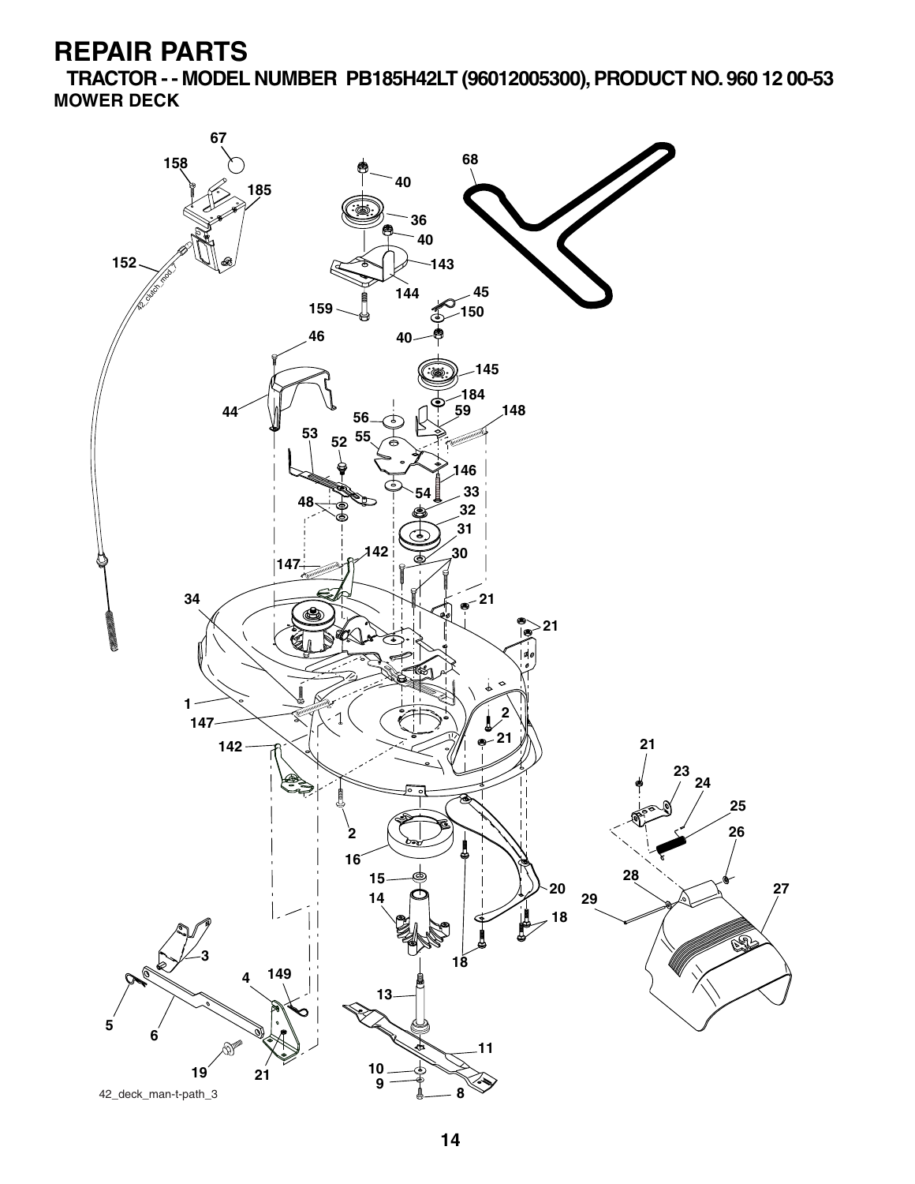# REPAIR PARTS

**TRACTOR - - MODEL NUMBER PB185H42LT (96012005300), PRODUCT NO. 960 12 00-53**

**MOWER DECK**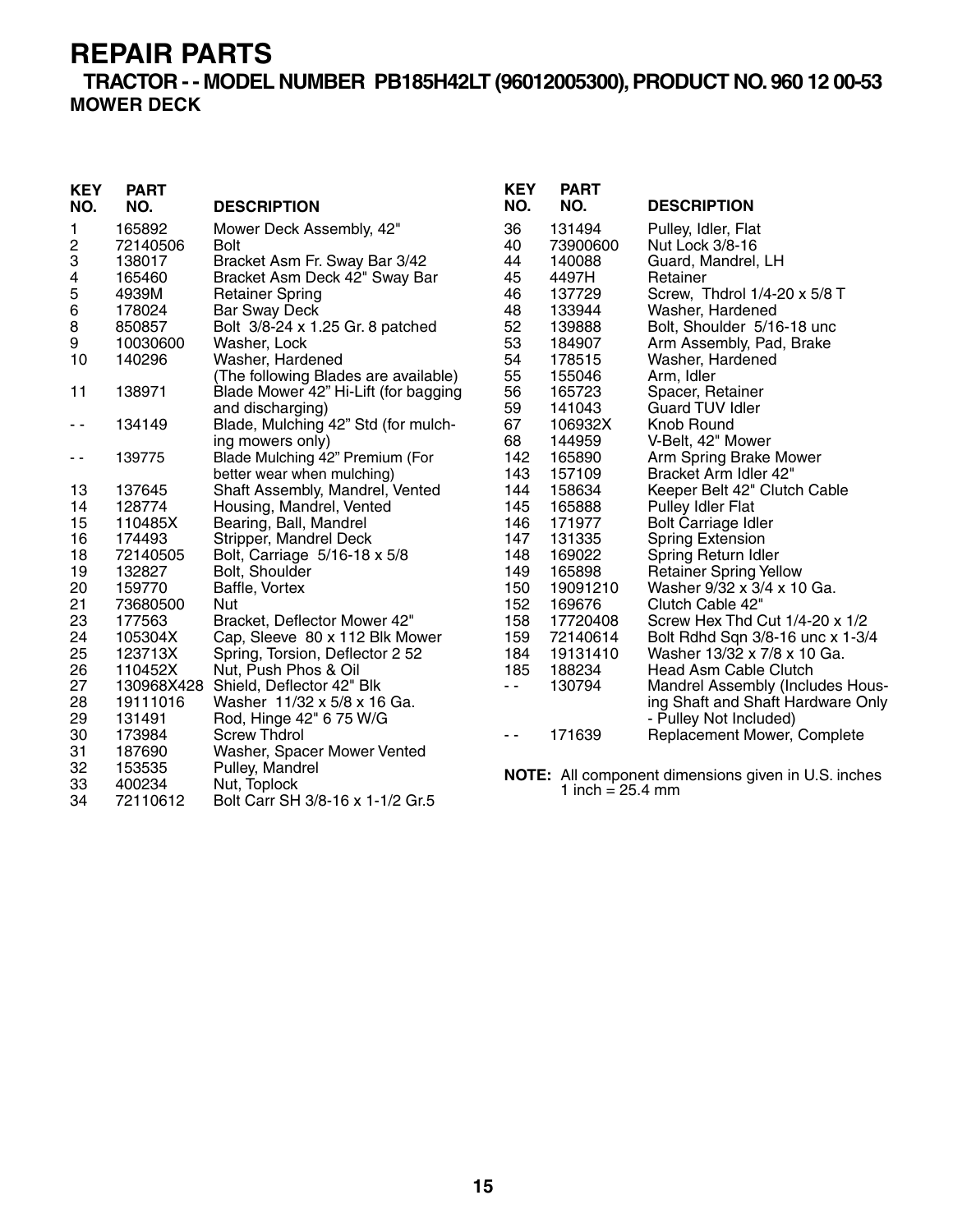# REPAIR PARTS

## TRACTOR - - MODEL NUMBER PB185H42LT (96012005300), PRODUCT NO. 960 12 00-53

### MOWER DECK

| KEY NO. | PART NO. | DESCRIPTION |
|---|---|---|
| 1 | 165892 | Mower Deck Assembly, 42" |
| 2 | 72140506 | Bolt |
| 3 | 138017 | Bracket Asm Fr. Sway Bar 3/42 |
| 4 | 165460 | Bracket Asm Deck 42" Sway Bar |
| 5 | 4939M | Retainer Spring |
| 6 | 178024 | Bar Sway Deck |
| 8 | 850857 | Bolt 3/8-24 x 1.25 Gr. 8 patched |
| 9 | 10030600 | Washer, Lock |
| 10 | 140296 | Washer, Hardened |
| | | (The following Blades are available) |
| 11 | 138971 | Blade Mower 42" Hi-Lift (for bagging and discharging) |
| - - | 134149 | Blade, Mulching 42" Std (for mulching mowers only) |
| - - | 139775 | Blade Mulching 42" Premium (For better wear when mulching) |
| 13 | 137645 | Shaft Assembly, Mandrel, Vented |
| 14 | 128774 | Housing, Mandrel, Vented |
| 15 | 110485X | Bearing, Ball, Mandrel |
| 16 | 174493 | Stripper, Mandrel Deck |
| 18 | 72140505 | Bolt, Carriage 5/16-18 x 5/8 |
| 19 | 132827 | Bolt, Shoulder |
| 20 | 159770 | Baffle, Vortex |
| 21 | 73680500 | Nut |
| 23 | 177563 | Bracket, Deflector Mower 42" |
| 24 | 105304X | Cap, Sleeve 80 x 112 Blk Mower |
| 25 | 123713X | Spring, Torsion, Deflector 2 52 |
| 26 | 110452X | Nut, Push Phos & Oil |
| 27 | 130968X428 | Shield, Deflector 42" Blk |
| 28 | 19111016 | Washer 11/32 x 5/8 x 16 Ga. |
| 29 | 131491 | Rod, Hinge 42" 6 75 W/G |
| 30 | 173984 | Screw Thdrol |
| 31 | 187690 | Washer, Spacer Mower Vented |
| 32 | 153535 | Pulley, Mandrel |
| 33 | 400234 | Nut, Toplock |
| 34 | 72110612 | Bolt Carr SH 3/8-16 x 1-1/2 Gr.5 |
| 36 | 131494 | Pulley, Idler, Flat |
| 40 | 73900600 | Nut Lock 3/8-16 |
| 44 | 140088 | Guard, Mandrel, LH |
| 45 | 4497H | Retainer |
| 46 | 137729 | Screw, Thdrol 1/4-20 x 5/8 T |
| 48 | 133944 | Washer, Hardened |
| 52 | 139888 | Bolt, Shoulder 5/16-18 unc |
| 53 | 184907 | Arm Assembly, Pad, Brake |
| 54 | 178515 | Washer, Hardened |
| 55 | 155046 | Arm, Idler |
| 56 | 165723 | Spacer, Retainer |
| 59 | 141043 | Guard TUV Idler |
| 67 | 106932X | Knob Round |
| 68 | 144959 | V-Belt, 42" Mower |
| 142 | 165890 | Arm Spring Brake Mower |
| 143 | 157109 | Bracket Arm Idler 42" |
| 144 | 158634 | Keeper Belt 42" Clutch Cable |
| 145 | 165888 | Pulley Idler Flat |
| 146 | 171977 | Bolt Carriage Idler |
| 147 | 131335 | Spring Extension |
| 148 | 169022 | Spring Return Idler |
| 149 | 165898 | Retainer Spring Yellow |
| 150 | 19091210 | Washer 9/32 x 3/4 x 10 Ga. |
| 152 | 169676 | Clutch Cable 42" |
| 158 | 17720408 | Screw Hex Thd Cut 1/4-20 x 1/2 |
| 159 | 72140614 | Bolt Rdhd Sqn 3/8-16 unc x 1-3/4 |
| 184 | 19131410 | Washer 13/32 x 7/8 x 10 Ga. |
| 185 | 188234 | Head Asm Cable Clutch |
| - - | 130794 | Mandrel Assembly (Includes Housing Shaft and Shaft Hardware Only - Pulley Not Included) |
| - - | 171639 | Replacement Mower, Complete |

**NOTE:** All component dimensions given in U.S. inches
1 inch = 25.4 mm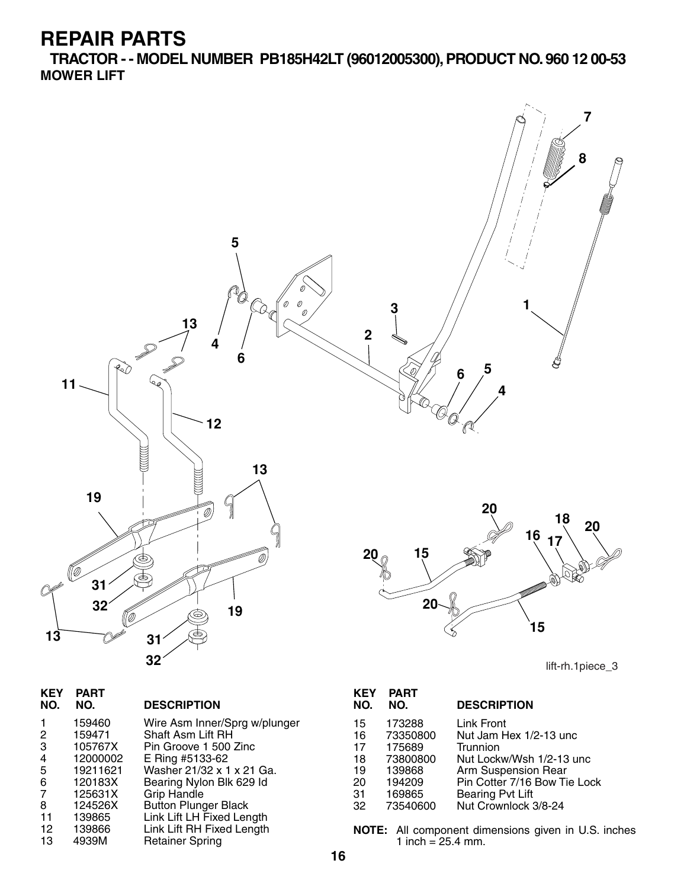# REPAIR PARTS

## TRACTOR - - MODEL NUMBER PB185H42LT (96012005300), PRODUCT NO. 960 12 00-53

### MOWER LIFT

lift-rh.1piece_3

| KEY NO. | PART NO. | DESCRIPTION |
|---|---|---|
| 1 | 159460 | Wire Asm Inner/Sprg w/plunger |
| 2 | 159471 | Shaft Asm Lift RH |
| 3 | 105767X | Pin Groove 1 500 Zinc |
| 4 | 12000002 | E Ring #5133-62 |
| 5 | 19211621 | Washer 21/32 x 1 x 21 Ga. |
| 6 | 120183X | Bearing Nylon Blk 629 Id |
| 7 | 125631X | Grip Handle |
| 8 | 124526X | Button Plunger Black |
| 11 | 139865 | Link Lift LH Fixed Length |
| 12 | 139866 | Link Lift RH Fixed Length |
| 13 | 4939M | Retainer Spring |
| 15 | 173288 | Link Front |
| 16 | 73350800 | Nut Jam Hex 1/2-13 unc |
| 17 | 175689 | Trunnion |
| 18 | 73800800 | Nut Lockw/Wsh 1/2-13 unc |
| 19 | 139868 | Arm Suspension Rear |
| 20 | 194209 | Pin Cotter 7/16 Bow Tie Lock |
| 31 | 169865 | Bearing Pvt Lift |
| 32 | 73540600 | Nut Crownlock 3/8-24 |

**NOTE:** All component dimensions given in U.S. inches
1 inch = 25.4 mm.